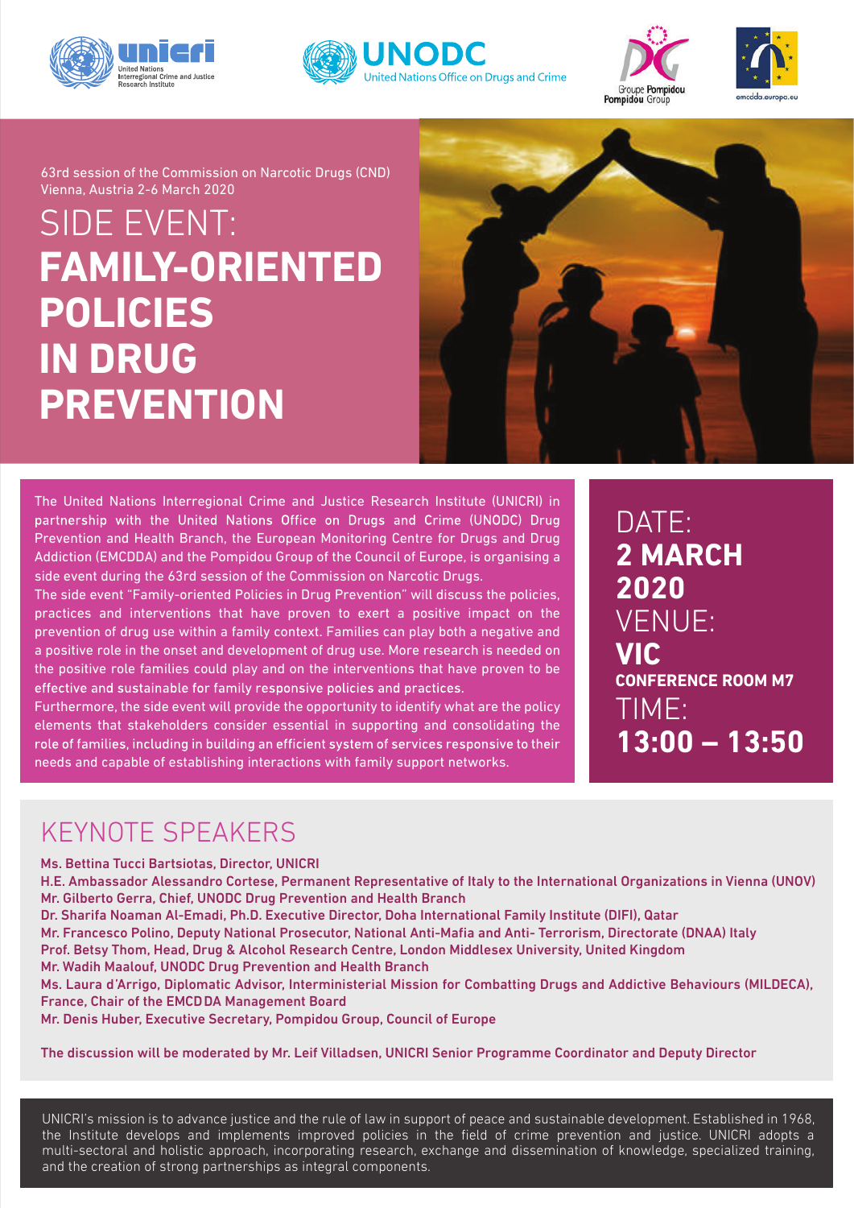63rd session of the Commission on Narcotic Drugs (CND)
Vienna, Austria 2-6 March 2020

# SIDE EVENT: **FAMILY-ORIENTED POLICIES IN DRUG PREVENTION**

The United Nations Interregional Crime and Justice Research Institute (UNICRI) in partnership with the United Nations Office on Drugs and Crime (UNODC) Drug Prevention and Health Branch, the European Monitoring Centre for Drugs and Drug Addiction (EMCDDA) and the Pompidou Group of the Council of Europe, is organising a side event during the 63rd session of the Commission on Narcotic Drugs.

The side event "Family-oriented Policies in Drug Prevention" will discuss the policies, practices and interventions that have proven to exert a positive impact on the prevention of drug use within a family context. Families can play both a negative and a positive role in the onset and development of drug use. More research is needed on the positive role families could play and on the interventions that have proven to be effective and sustainable for family responsive policies and practices.

Furthermore, the side event will provide the opportunity to identify what are the policy elements that stakeholders consider essential in supporting and consolidating the role of families, including in building an efficient system of services responsive to their needs and capable of establishing interactions with family support networks.

DATE:
**2 MARCH 2020**

VENUE:
**VIC**
**CONFERENCE ROOM M7**

TIME:
**13:00 – 13:50**

## KEYNOTE SPEAKERS

Ms. Bettina Tucci Bartsiotas, Director, UNICRI
H.E. Ambassador Alessandro Cortese, Permanent Representative of Italy to the International Organizations in Vienna (UNOV)
Mr. Gilberto Gerra, Chief, UNODC Drug Prevention and Health Branch
Dr. Sharifa Noaman Al-Emadi, Ph.D. Executive Director, Doha International Family Institute (DIFI), Qatar
Mr. Francesco Polino, Deputy National Prosecutor, National Anti-Mafia and Anti- Terrorism, Directorate (DNAA) Italy
Prof. Betsy Thom, Head, Drug & Alcohol Research Centre, London Middlesex University, United Kingdom
Mr. Wadih Maalouf, UNODC Drug Prevention and Health Branch
Ms. Laura d'Arrigo, Diplomatic Advisor, Interministerial Mission for Combatting Drugs and Addictive Behaviours (MILDECA), France, Chair of the EMCDDA Management Board
Mr. Denis Huber, Executive Secretary, Pompidou Group, Council of Europe

The discussion will be moderated by Mr. Leif Villadsen, UNICRI Senior Programme Coordinator and Deputy Director

UNICRI's mission is to advance justice and the rule of law in support of peace and sustainable development. Established in 1968, the Institute develops and implements improved policies in the field of crime prevention and justice. UNICRI adopts a multi-sectoral and holistic approach, incorporating research, exchange and dissemination of knowledge, specialized training, and the creation of strong partnerships as integral components.